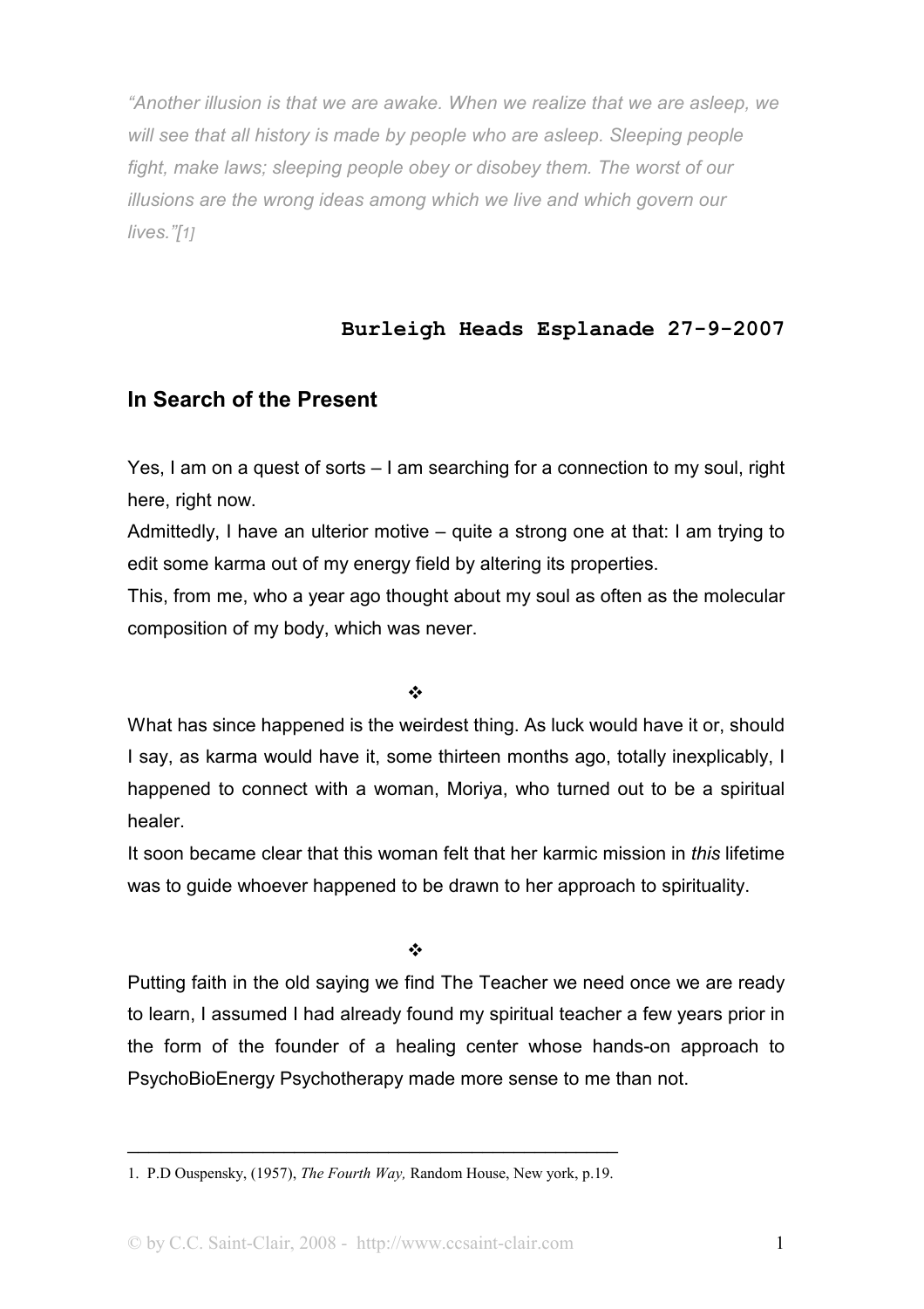*“Another illusion is that we are awake. When we realize that we are asleep, we will see that all history is made by people who are asleep. Sleeping people fight, make laws; sleeping people obey or disobey them. The worst of our illusions are the wrong ideas among which we live and which govern our lives.”[1]*

**Burleigh Heads Esplanade 27-9-2007**

## In Search of the Present

Yes, I am on a quest of sorts – I am searching for a connection to my soul, right here, right now.

Admittedly, I have an ulterior motive – quite a strong one at that: I am trying to edit some karma out of my energy field by altering its properties.

This, from me, who a year ago thought about my soul as often as the molecular composition of my body, which was never.

❖

What has since happened is the weirdest thing. As luck would have it or, should I say, as karma would have it, some thirteen months ago, totally inexplicably, I happened to connect with a woman, Moriya, who turned out to be a spiritual healer.

It soon became clear that this woman felt that her karmic mission in *this* lifetime was to guide whoever happened to be drawn to her approach to spirituality.

❖

Putting faith in the old saying we find The Teacher we need once we are ready to learn, I assumed I had already found my spiritual teacher a few years prior in the form of the founder of a healing center whose hands-on approach to PsychoBioEnergy Psychotherapy made more sense to me than not.

---

1. P.D Ouspensky, (1957), *The Fourth Way,* Random House, New york, p.19.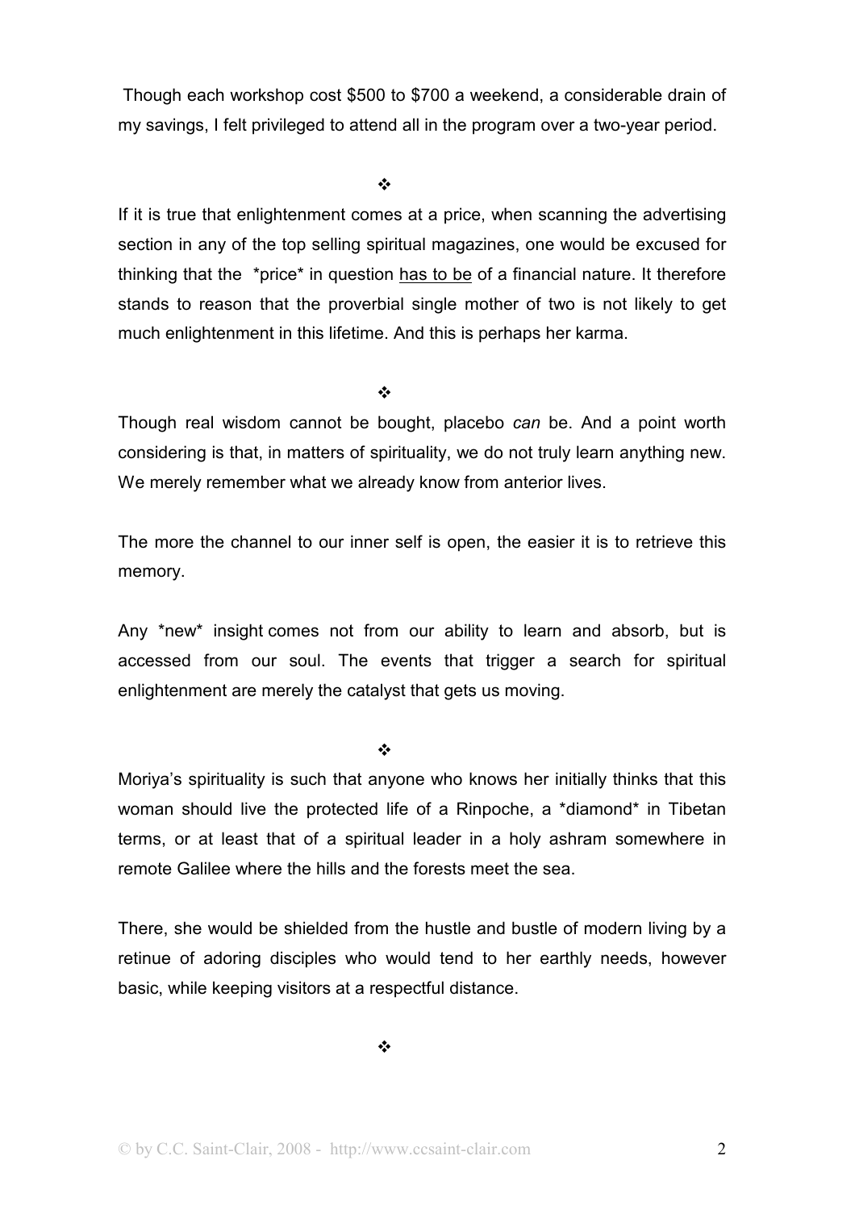Though each workshop cost $500 to $700 a weekend, a considerable drain of my savings, I felt privileged to attend all in the program over a two-year period.

❖

If it is true that enlightenment comes at a price, when scanning the advertising section in any of the top selling spiritual magazines, one would be excused for thinking that the *price* in question <u>has to be</u> of a financial nature. It therefore stands to reason that the proverbial single mother of two is not likely to get much enlightenment in this lifetime. And this is perhaps her karma.

❖

Though real wisdom cannot be bought, placebo *can* be. And a point worth considering is that, in matters of spirituality, we do not truly learn anything new. We merely remember what we already know from anterior lives.

The more the channel to our inner self is open, the easier it is to retrieve this memory.

Any *new* insight comes not from our ability to learn and absorb, but is accessed from our soul. The events that trigger a search for spiritual enlightenment are merely the catalyst that gets us moving.

❖

Moriya's spirituality is such that anyone who knows her initially thinks that this woman should live the protected life of a Rinpoche, a *diamond* in Tibetan terms, or at least that of a spiritual leader in a holy ashram somewhere in remote Galilee where the hills and the forests meet the sea.

There, she would be shielded from the hustle and bustle of modern living by a retinue of adoring disciples who would tend to her earthly needs, however basic, while keeping visitors at a respectful distance.

❖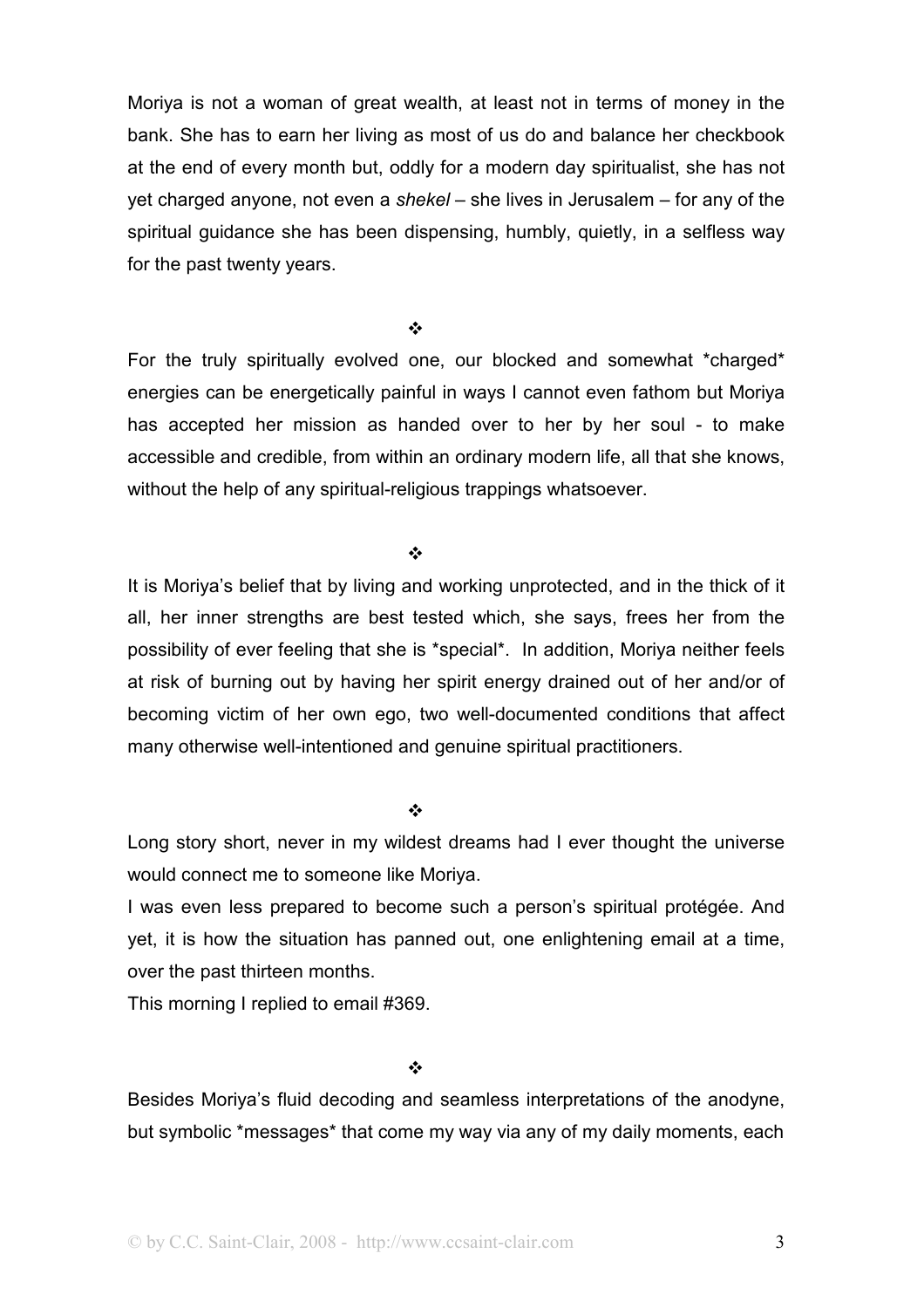Moriya is not a woman of great wealth, at least not in terms of money in the bank. She has to earn her living as most of us do and balance her checkbook at the end of every month but, oddly for a modern day spiritualist, she has not yet charged anyone, not even a *shekel* – she lives in Jerusalem – for any of the spiritual guidance she has been dispensing, humbly, quietly, in a selfless way for the past twenty years.

❖

For the truly spiritually evolved one, our blocked and somewhat *charged* energies can be energetically painful in ways I cannot even fathom but Moriya has accepted her mission as handed over to her by her soul - to make accessible and credible, from within an ordinary modern life, all that she knows, without the help of any spiritual-religious trappings whatsoever.

❖

It is Moriya's belief that by living and working unprotected, and in the thick of it all, her inner strengths are best tested which, she says, frees her from the possibility of ever feeling that she is *special*. In addition, Moriya neither feels at risk of burning out by having her spirit energy drained out of her and/or of becoming victim of her own ego, two well-documented conditions that affect many otherwise well-intentioned and genuine spiritual practitioners.

❖

Long story short, never in my wildest dreams had I ever thought the universe would connect me to someone like Moriya.

I was even less prepared to become such a person's spiritual protégée. And yet, it is how the situation has panned out, one enlightening email at a time, over the past thirteen months.

This morning I replied to email #369.

❖

Besides Moriya's fluid decoding and seamless interpretations of the anodyne, but symbolic *messages* that come my way via any of my daily moments, each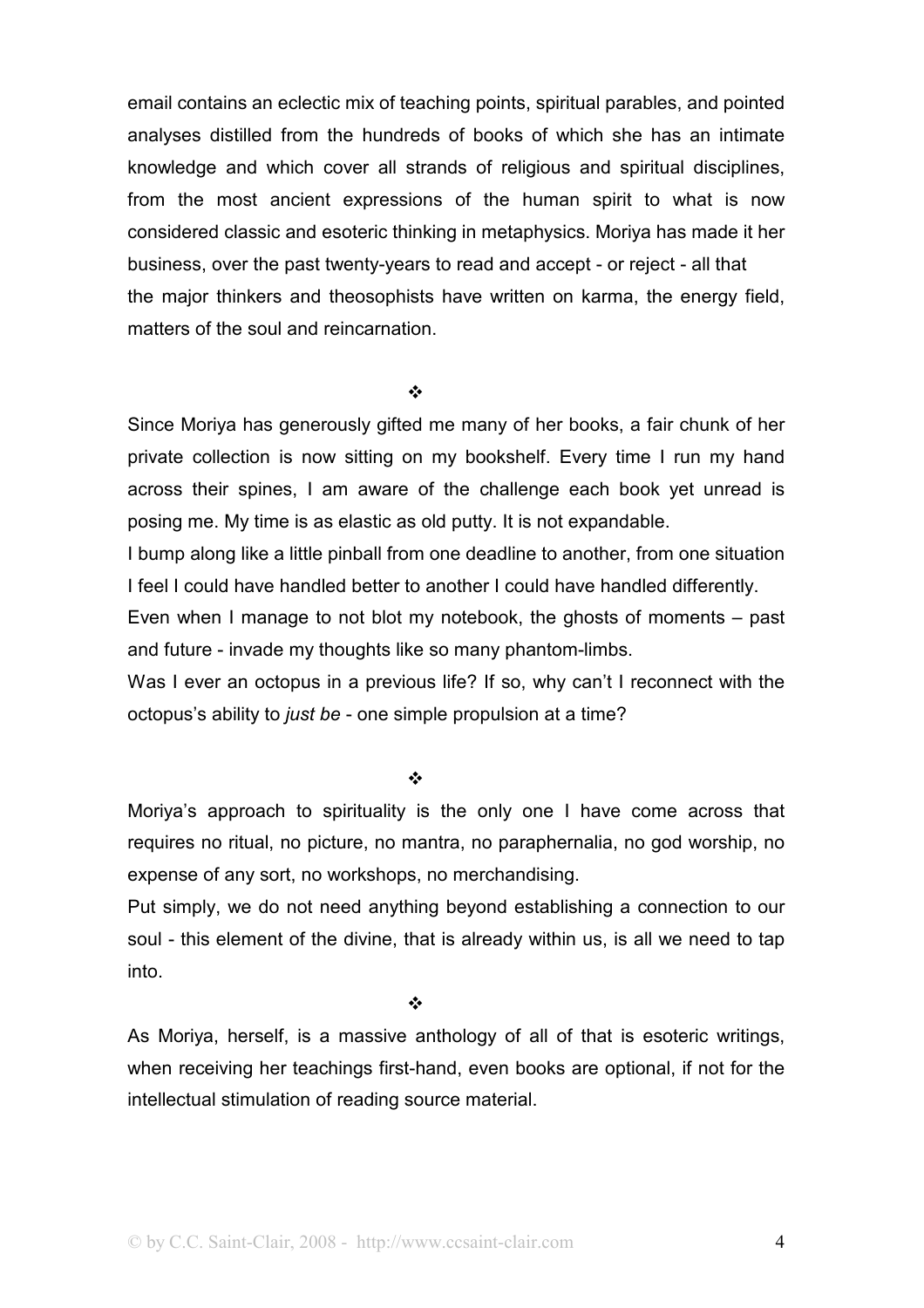email contains an eclectic mix of teaching points, spiritual parables, and pointed analyses distilled from the hundreds of books of which she has an intimate knowledge and which cover all strands of religious and spiritual disciplines, from the most ancient expressions of the human spirit to what is now considered classic and esoteric thinking in metaphysics. Moriya has made it her business, over the past twenty-years to read and accept - or reject - all that the major thinkers and theosophists have written on karma, the energy field, matters of the soul and reincarnation.

❖

Since Moriya has generously gifted me many of her books, a fair chunk of her private collection is now sitting on my bookshelf. Every time I run my hand across their spines, I am aware of the challenge each book yet unread is posing me. My time is as elastic as old putty. It is not expandable.

I bump along like a little pinball from one deadline to another, from one situation I feel I could have handled better to another I could have handled differently.

Even when I manage to not blot my notebook, the ghosts of moments – past and future - invade my thoughts like so many phantom-limbs.

Was I ever an octopus in a previous life? If so, why can't I reconnect with the octopus's ability to *just be* - one simple propulsion at a time?

❖

Moriya's approach to spirituality is the only one I have come across that requires no ritual, no picture, no mantra, no paraphernalia, no god worship, no expense of any sort, no workshops, no merchandising.

Put simply, we do not need anything beyond establishing a connection to our soul - this element of the divine, that is already within us, is all we need to tap into.

❖

As Moriya, herself, is a massive anthology of all of that is esoteric writings, when receiving her teachings first-hand, even books are optional, if not for the intellectual stimulation of reading source material.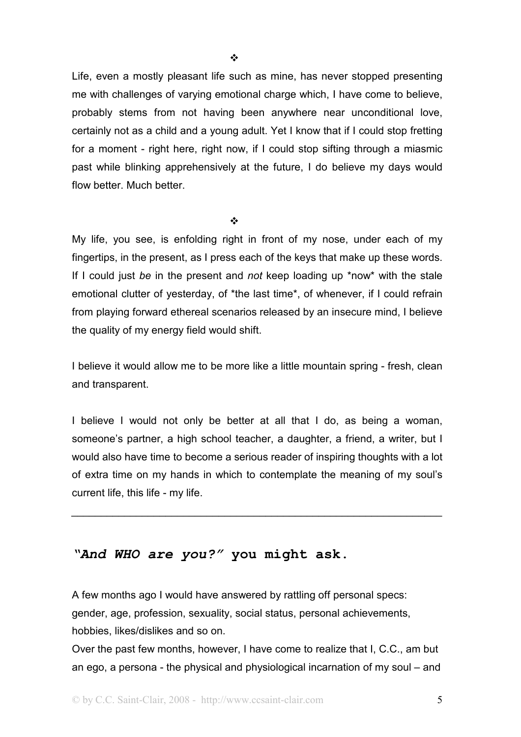❖

Life, even a mostly pleasant life such as mine, has never stopped presenting me with challenges of varying emotional charge which, I have come to believe, probably stems from not having been anywhere near unconditional love, certainly not as a child and a young adult. Yet I know that if I could stop fretting for a moment - right here, right now, if I could stop sifting through a miasmic past while blinking apprehensively at the future, I do believe my days would flow better. Much better.

❖

My life, you see, is enfolding right in front of my nose, under each of my fingertips, in the present, as I press each of the keys that make up these words. If I could just *be* in the present and *not* keep loading up *now* with the stale emotional clutter of yesterday, of *the last time*, of whenever, if I could refrain from playing forward ethereal scenarios released by an insecure mind, I believe the quality of my energy field would shift.

I believe it would allow me to be more like a little mountain spring - fresh, clean and transparent.

I believe I would not only be better at all that I do, as being a woman, someone's partner, a high school teacher, a daughter, a friend, a writer, but I would also have time to become a serious reader of inspiring thoughts with a lot of extra time on my hands in which to contemplate the meaning of my soul's current life, this life - my life.

---

## *"And WHO are you?"* you might ask.

A few months ago I would have answered by rattling off personal specs: gender, age, profession, sexuality, social status, personal achievements, hobbies, likes/dislikes and so on.
Over the past few months, however, I have come to realize that I, C.C., am but an ego, a persona - the physical and physiological incarnation of my soul – and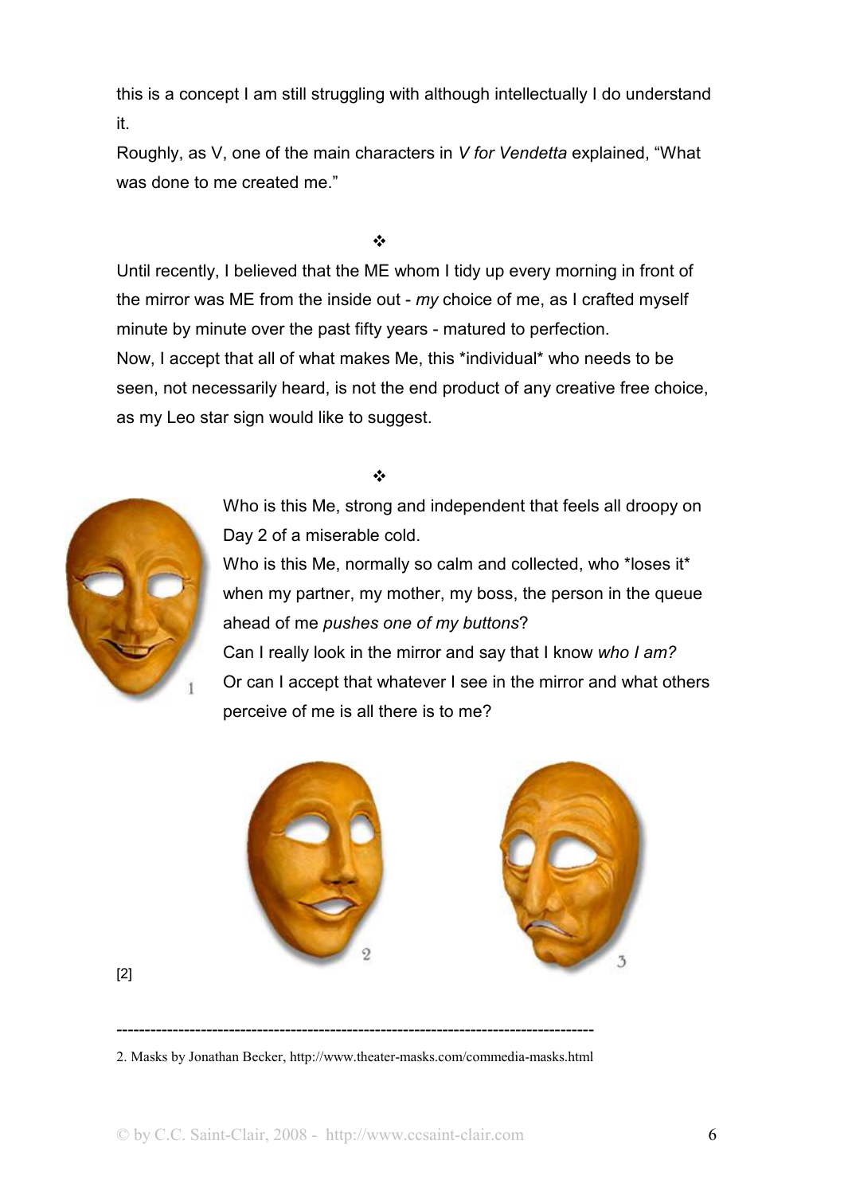this is a concept I am still struggling with although intellectually I do understand it.

Roughly, as V, one of the main characters in *V for Vendetta* explained, "What was done to me created me."

❖

Until recently, I believed that the ME whom I tidy up every morning in front of the mirror was ME from the inside out - *my* choice of me, as I crafted myself minute by minute over the past fifty years - matured to perfection.

Now, I accept that all of what makes Me, this *individual* who needs to be seen, not necessarily heard, is not the end product of any creative free choice, as my Leo star sign would like to suggest.

❖

Who is this Me, strong and independent that feels all droopy on Day 2 of a miserable cold.

Who is this Me, normally so calm and collected, who *loses it* when my partner, my mother, my boss, the person in the queue ahead of me *pushes one of my buttons*?

Can I really look in the mirror and say that I know *who I am?*

Or can I accept that whatever I see in the mirror and what others perceive of me is all there is to me?

1

2

3

[2]

---

2. Masks by Jonathan Becker, http://www.theater-masks.com/commedia-masks.html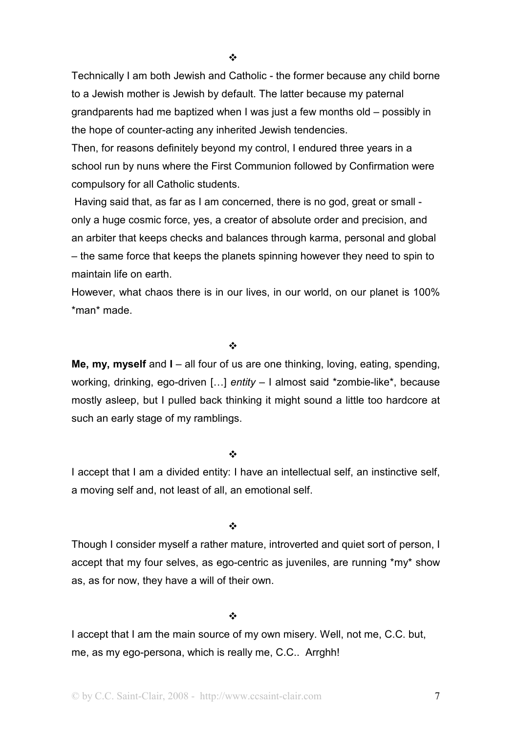❖

Technically I am both Jewish and Catholic - the former because any child borne to a Jewish mother is Jewish by default. The latter because my paternal grandparents had me baptized when I was just a few months old – possibly in the hope of counter-acting any inherited Jewish tendencies.
Then, for reasons definitely beyond my control, I endured three years in a school run by nuns where the First Communion followed by Confirmation were compulsory for all Catholic students.
Having said that, as far as I am concerned, there is no god, great or small - only a huge cosmic force, yes, a creator of absolute order and precision, and an arbiter that keeps checks and balances through karma, personal and global – the same force that keeps the planets spinning however they need to spin to maintain life on earth.
However, what chaos there is in our lives, in our world, on our planet is 100% *man* made.

❖

**Me, my, myself** and **I** – all four of us are one thinking, loving, eating, spending, working, drinking, ego-driven […] *entity* – I almost said *zombie-like*, because mostly asleep, but I pulled back thinking it might sound a little too hardcore at such an early stage of my ramblings.

❖

I accept that I am a divided entity: I have an intellectual self, an instinctive self, a moving self and, not least of all, an emotional self.

❖

Though I consider myself a rather mature, introverted and quiet sort of person, I accept that my four selves, as ego-centric as juveniles, are running *my* show as, as for now, they have a will of their own.

❖

I accept that I am the main source of my own misery. Well, not me, C.C. but, me, as my ego-persona, which is really me, C.C.. Arrghh!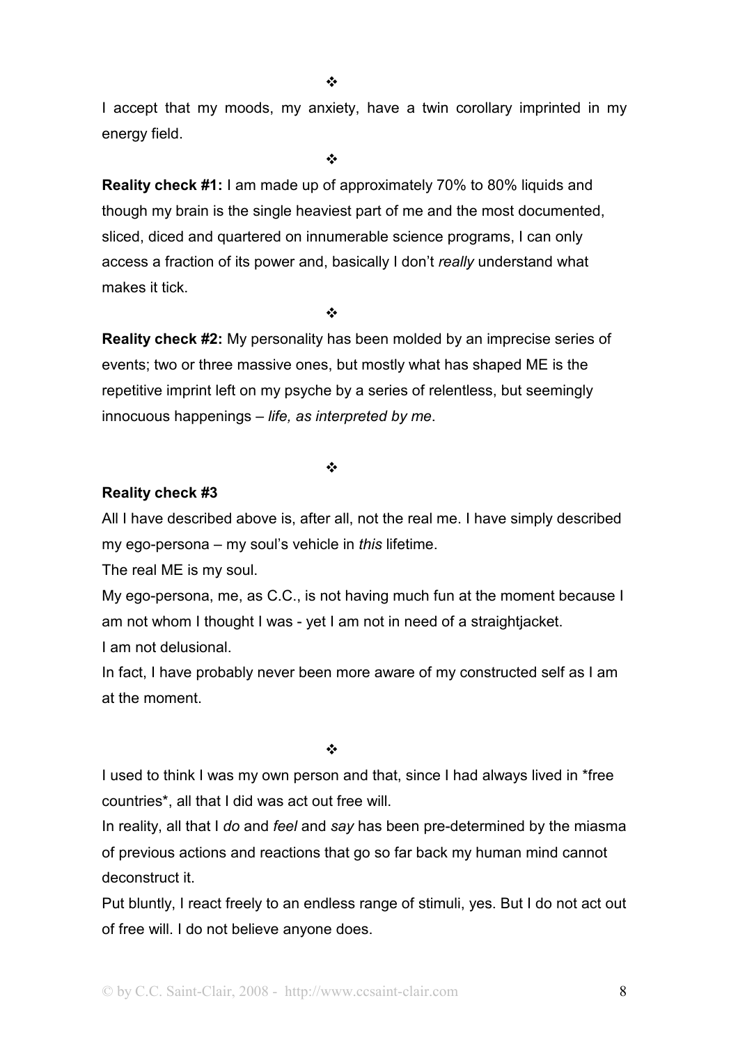❖

I accept that my moods, my anxiety, have a twin corollary imprinted in my energy field.

❖

**Reality check #1:** I am made up of approximately 70% to 80% liquids and though my brain is the single heaviest part of me and the most documented, sliced, diced and quartered on innumerable science programs, I can only access a fraction of its power and, basically I don't *really* understand what makes it tick.

❖

**Reality check #2:** My personality has been molded by an imprecise series of events; two or three massive ones, but mostly what has shaped ME is the repetitive imprint left on my psyche by a series of relentless, but seemingly innocuous happenings – *life, as interpreted by me*.

❖

**Reality check #3**

All I have described above is, after all, not the real me. I have simply described my ego-persona – my soul's vehicle in *this* lifetime.

The real ME is my soul.

My ego-persona, me, as C.C., is not having much fun at the moment because I am not whom I thought I was - yet I am not in need of a straightjacket.

I am not delusional.

In fact, I have probably never been more aware of my constructed self as I am at the moment.

❖

I used to think I was my own person and that, since I had always lived in *free countries*, all that I did was act out free will.

In reality, all that I *do* and *feel* and *say* has been pre-determined by the miasma of previous actions and reactions that go so far back my human mind cannot deconstruct it.

Put bluntly, I react freely to an endless range of stimuli, yes. But I do not act out of free will. I do not believe anyone does.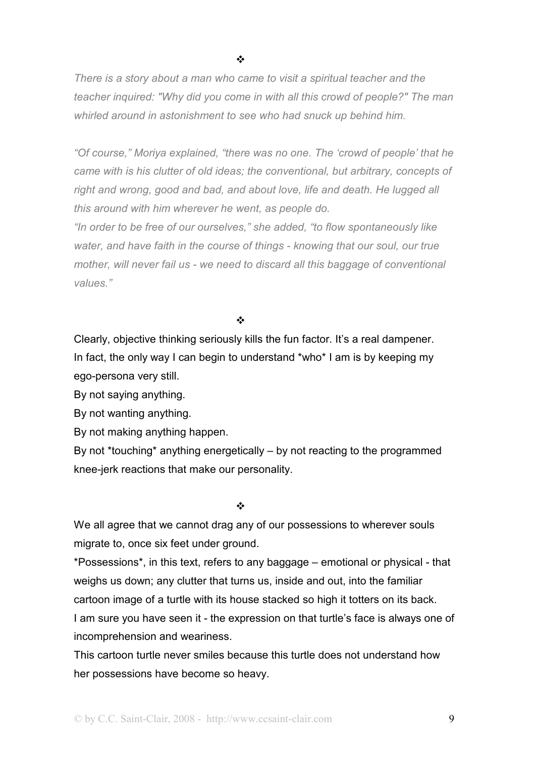❖

*There is a story about a man who came to visit a spiritual teacher and the teacher inquired: "Why did you come in with all this crowd of people?" The man whirled around in astonishment to see who had snuck up behind him.*

*"Of course," Moriya explained, "there was no one. The 'crowd of people' that he came with is his clutter of old ideas; the conventional, but arbitrary, concepts of right and wrong, good and bad, and about love, life and death. He lugged all this around with him wherever he went, as people do.*

*"In order to be free of our ourselves," she added, "to flow spontaneously like water, and have faith in the course of things - knowing that our soul, our true mother, will never fail us - we need to discard all this baggage of conventional values."*

❖

Clearly, objective thinking seriously kills the fun factor. It's a real dampener.
In fact, the only way I can begin to understand *who* I am is by keeping my ego-persona very still.

By not saying anything.

By not wanting anything.

By not making anything happen.

By not *touching* anything energetically – by not reacting to the programmed knee-jerk reactions that make our personality.

❖

We all agree that we cannot drag any of our possessions to wherever souls migrate to, once six feet under ground.

*Possessions*, in this text, refers to any baggage – emotional or physical - that weighs us down; any clutter that turns us, inside and out, into the familiar cartoon image of a turtle with its house stacked so high it totters on its back.
I am sure you have seen it - the expression on that turtle's face is always one of incomprehension and weariness.

This cartoon turtle never smiles because this turtle does not understand how her possessions have become so heavy.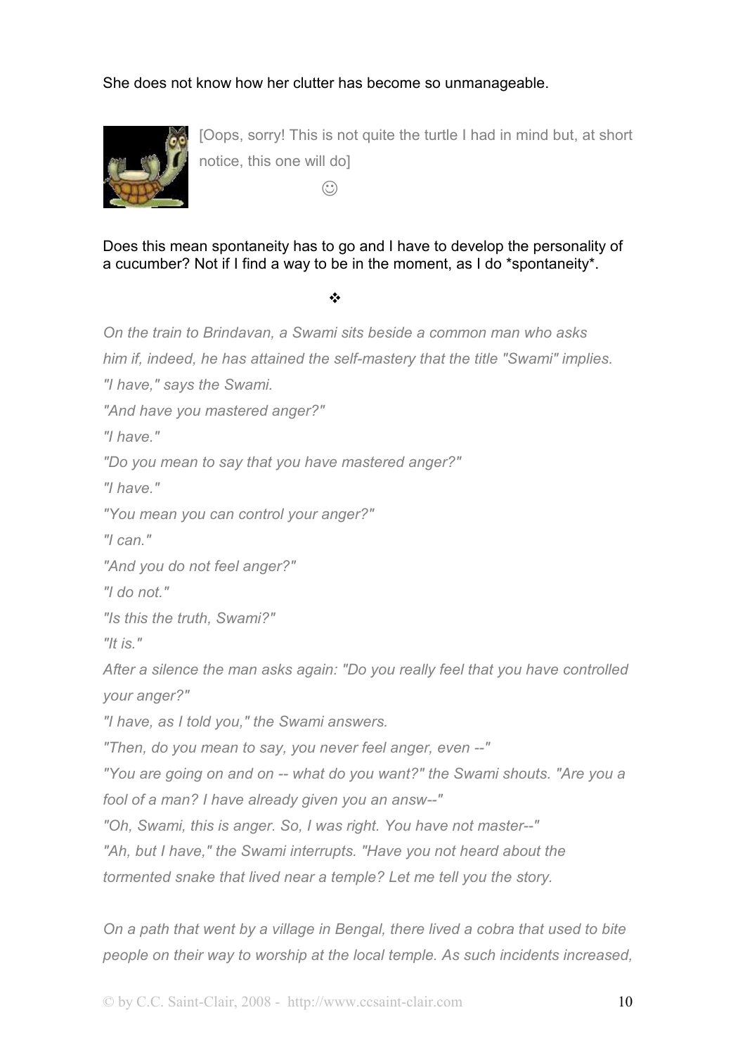She does not know how her clutter has become so unmanageable.

[Oops, sorry! This is not quite the turtle I had in mind but, at short notice, this one will do]

☺

Does this mean spontaneity has to go and I have to develop the personality of a cucumber? Not if I find a way to be in the moment, as I do *spontaneity*.

❖

*On the train to Brindavan, a Swami sits beside a common man who asks him if, indeed, he has attained the self-mastery that the title "Swami" implies.*

*"I have," says the Swami.*

*"And have you mastered anger?"*

*"I have."*

*"Do you mean to say that you have mastered anger?"*

*"I have."*

*"You mean you can control your anger?"*

*"I can."*

*"And you do not feel anger?"*

*"I do not."*

*"Is this the truth, Swami?"*

*"It is."*

*After a silence the man asks again: "Do you really feel that you have controlled your anger?"*

*"I have, as I told you," the Swami answers.*

*"Then, do you mean to say, you never feel anger, even --"*

*"You are going on and on -- what do you want?" the Swami shouts. "Are you a fool of a man? I have already given you an answ--"*

*"Oh, Swami, this is anger. So, I was right. You have not master--"*

*"Ah, but I have," the Swami interrupts. "Have you not heard about the tormented snake that lived near a temple? Let me tell you the story.*

*On a path that went by a village in Bengal, there lived a cobra that used to bite people on their way to worship at the local temple. As such incidents increased,*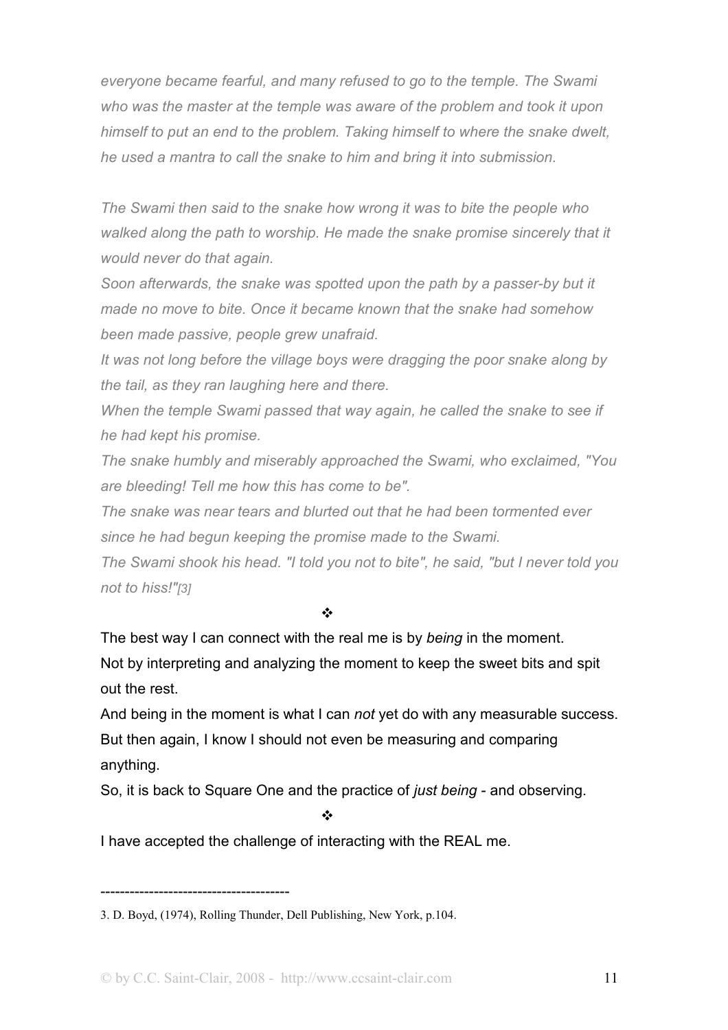*everyone became fearful, and many refused to go to the temple. The Swami who was the master at the temple was aware of the problem and took it upon himself to put an end to the problem. Taking himself to where the snake dwelt, he used a mantra to call the snake to him and bring it into submission.*

*The Swami then said to the snake how wrong it was to bite the people who walked along the path to worship. He made the snake promise sincerely that it would never do that again.*

*Soon afterwards, the snake was spotted upon the path by a passer-by but it made no move to bite. Once it became known that the snake had somehow been made passive, people grew unafraid.*

*It was not long before the village boys were dragging the poor snake along by the tail, as they ran laughing here and there.*

*When the temple Swami passed that way again, he called the snake to see if he had kept his promise.*

*The snake humbly and miserably approached the Swami, who exclaimed, "You are bleeding! Tell me how this has come to be".*

*The snake was near tears and blurted out that he had been tormented ever since he had begun keeping the promise made to the Swami.*

*The Swami shook his head. "I told you not to bite", he said, "but I never told you not to hiss!"[3]*

❖

The best way I can connect with the real me is by *being* in the moment.
Not by interpreting and analyzing the moment to keep the sweet bits and spit out the rest.
And being in the moment is what I can *not* yet do with any measurable success.
But then again, I know I should not even be measuring and comparing anything.
So, it is back to Square One and the practice of *just being* - and observing.

❖

I have accepted the challenge of interacting with the REAL me.

-------------------------------------

3. D. Boyd, (1974), Rolling Thunder, Dell Publishing, New York, p.104.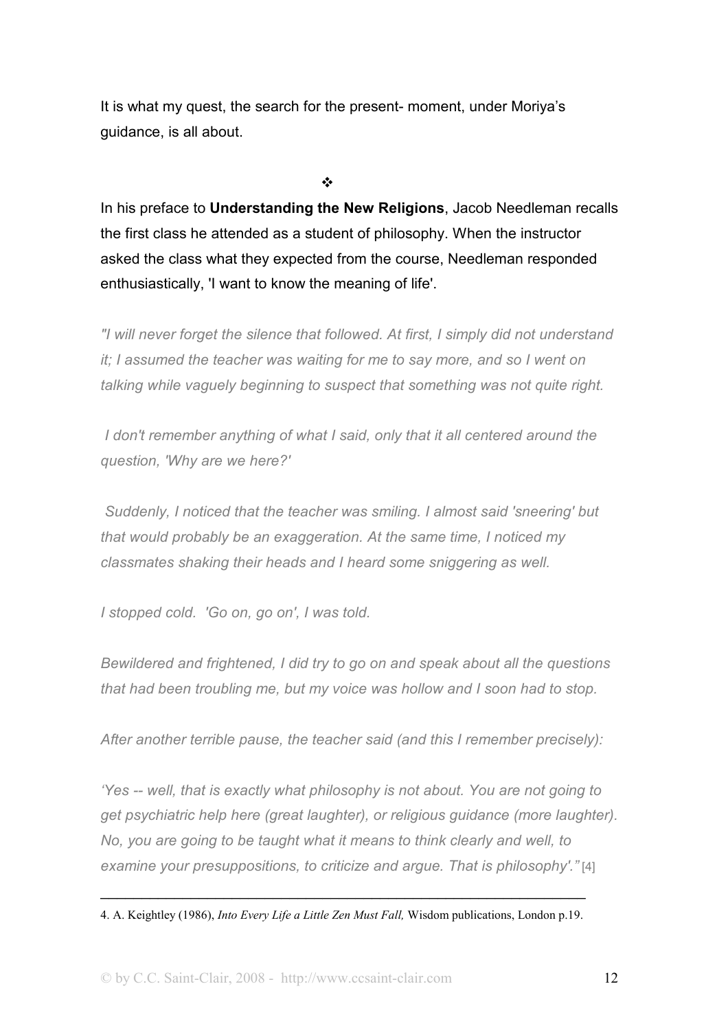It is what my quest, the search for the present- moment, under Moriya's guidance, is all about.

❖

In his preface to **Understanding the New Religions**, Jacob Needleman recalls the first class he attended as a student of philosophy. When the instructor asked the class what they expected from the course, Needleman responded enthusiastically, 'I want to know the meaning of life'.

*"I will never forget the silence that followed. At first, I simply did not understand it; I assumed the teacher was waiting for me to say more, and so I went on talking while vaguely beginning to suspect that something was not quite right.*

*I don't remember anything of what I said, only that it all centered around the question, 'Why are we here?'*

*Suddenly, I noticed that the teacher was smiling. I almost said 'sneering' but that would probably be an exaggeration. At the same time, I noticed my classmates shaking their heads and I heard some sniggering as well.*

*I stopped cold. 'Go on, go on', I was told.*

*Bewildered and frightened, I did try to go on and speak about all the questions that had been troubling me, but my voice was hollow and I soon had to stop.*

*After another terrible pause, the teacher said (and this I remember precisely):*

*'Yes -- well, that is exactly what philosophy is not about. You are not going to get psychiatric help here (great laughter), or religious guidance (more laughter). No, you are going to be taught what it means to think clearly and well, to examine your presuppositions, to criticize and argue. That is philosophy'."* [4]

---

4. A. Keightley (1986), *Into Every Life a Little Zen Must Fall,* Wisdom publications, London p.19.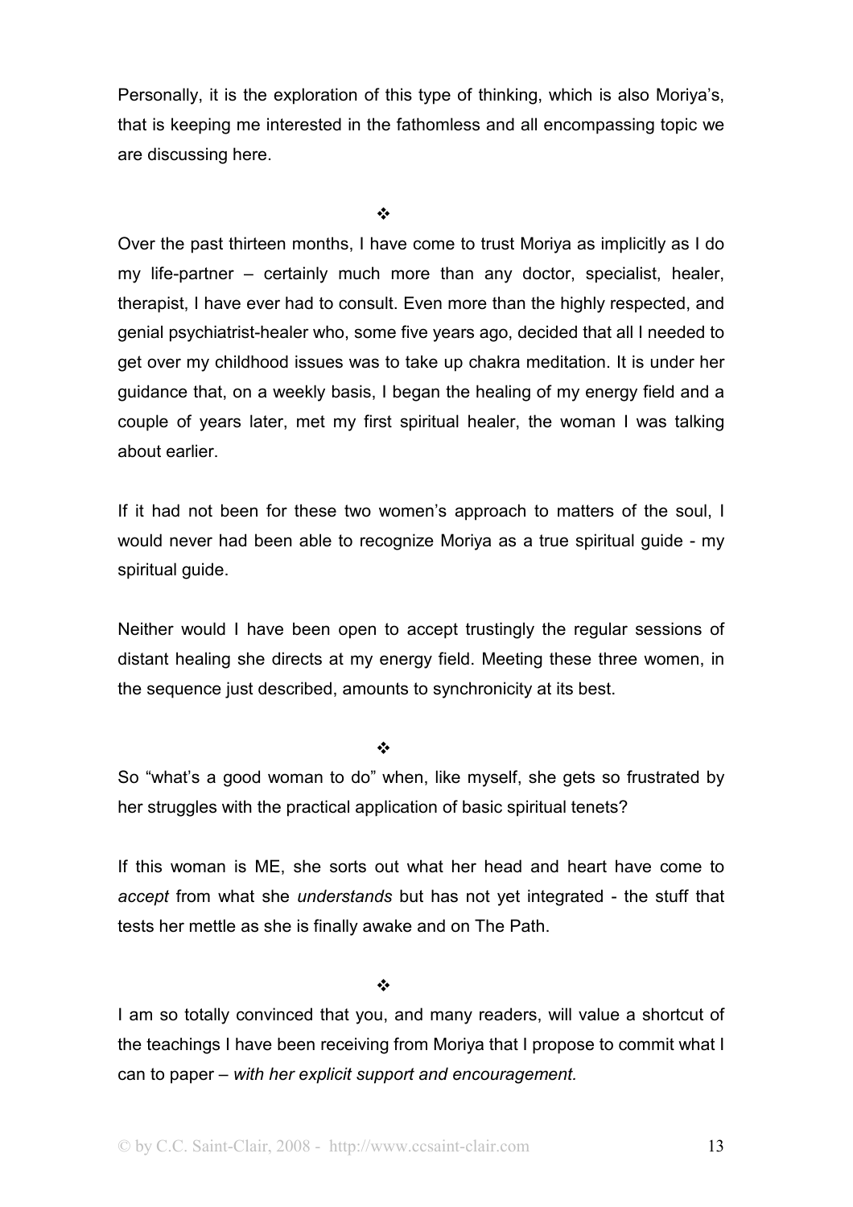Personally, it is the exploration of this type of thinking, which is also Moriya's, that is keeping me interested in the fathomless and all encompassing topic we are discussing here.

❖

Over the past thirteen months, I have come to trust Moriya as implicitly as I do my life-partner – certainly much more than any doctor, specialist, healer, therapist, I have ever had to consult. Even more than the highly respected, and genial psychiatrist-healer who, some five years ago, decided that all I needed to get over my childhood issues was to take up chakra meditation. It is under her guidance that, on a weekly basis, I began the healing of my energy field and a couple of years later, met my first spiritual healer, the woman I was talking about earlier.

If it had not been for these two women's approach to matters of the soul, I would never had been able to recognize Moriya as a true spiritual guide - my spiritual guide.

Neither would I have been open to accept trustingly the regular sessions of distant healing she directs at my energy field. Meeting these three women, in the sequence just described, amounts to synchronicity at its best.

❖

So "what's a good woman to do" when, like myself, she gets so frustrated by her struggles with the practical application of basic spiritual tenets?

If this woman is ME, she sorts out what her head and heart have come to *accept* from what she *understands* but has not yet integrated - the stuff that tests her mettle as she is finally awake and on The Path.

❖

I am so totally convinced that you, and many readers, will value a shortcut of the teachings I have been receiving from Moriya that I propose to commit what I can to paper – *with her explicit support and encouragement.*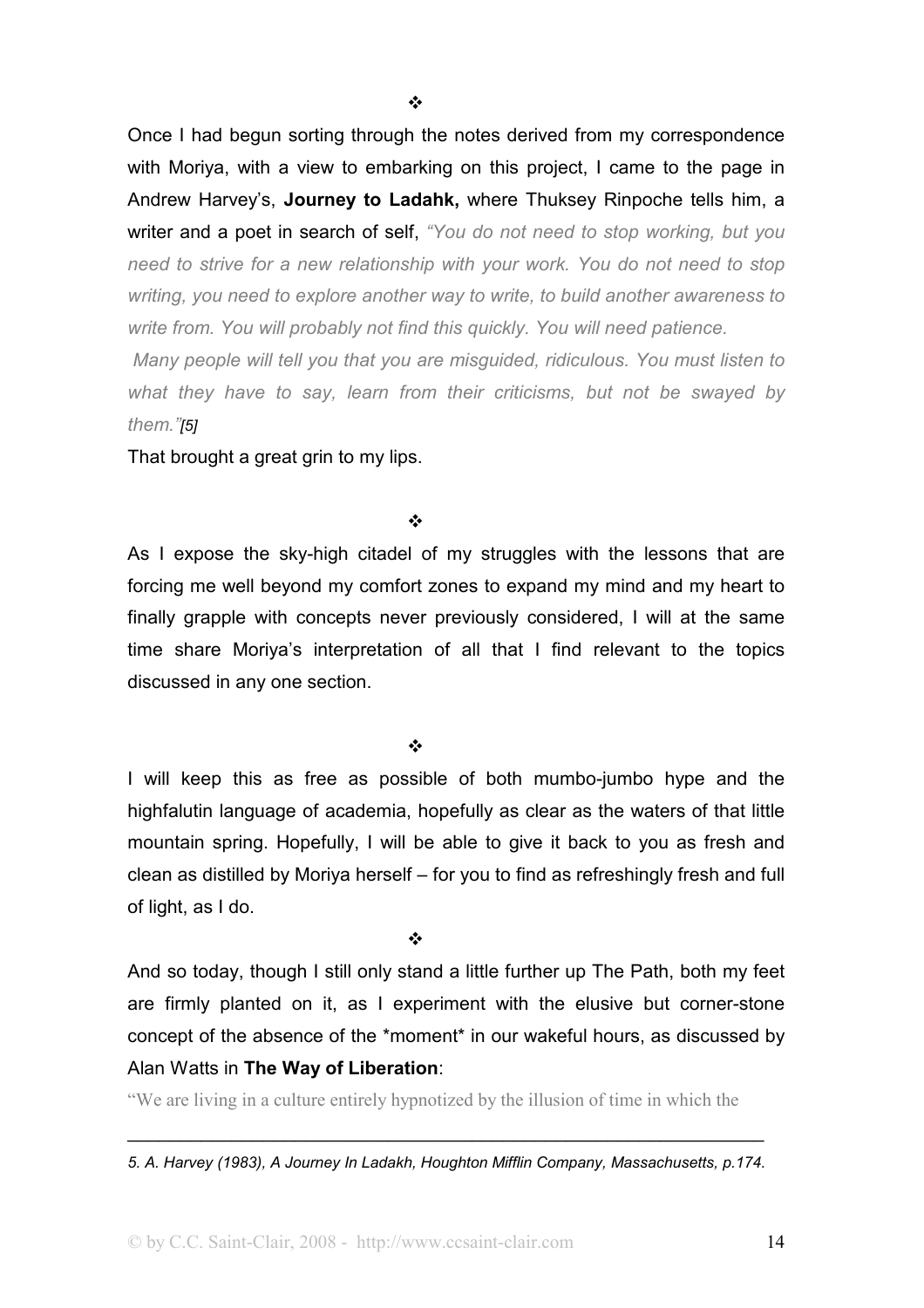❖

Once I had begun sorting through the notes derived from my correspondence with Moriya, with a view to embarking on this project, I came to the page in Andrew Harvey's, **Journey to Ladahk,** where Thuksey Rinpoche tells him, a writer and a poet in search of self, *"You do not need to stop working, but you need to strive for a new relationship with your work. You do not need to stop writing, you need to explore another way to write, to build another awareness to write from. You will probably not find this quickly. You will need patience.*

*Many people will tell you that you are misguided, ridiculous. You must listen to what they have to say, learn from their criticisms, but not be swayed by them."[5]*

That brought a great grin to my lips.

❖

As I expose the sky-high citadel of my struggles with the lessons that are forcing me well beyond my comfort zones to expand my mind and my heart to finally grapple with concepts never previously considered, I will at the same time share Moriya's interpretation of all that I find relevant to the topics discussed in any one section.

❖

I will keep this as free as possible of both mumbo-jumbo hype and the highfalutin language of academia, hopefully as clear as the waters of that little mountain spring. Hopefully, I will be able to give it back to you as fresh and clean as distilled by Moriya herself – for you to find as refreshingly fresh and full of light, as I do.

❖

And so today, though I still only stand a little further up The Path, both my feet are firmly planted on it, as I experiment with the elusive but corner-stone concept of the absence of the *moment* in our wakeful hours, as discussed by Alan Watts in **The Way of Liberation**:

"We are living in a culture entirely hypnotized by the illusion of time in which the

---

*5. A. Harvey (1983), A Journey In Ladakh, Houghton Mifflin Company, Massachusetts, p.174.*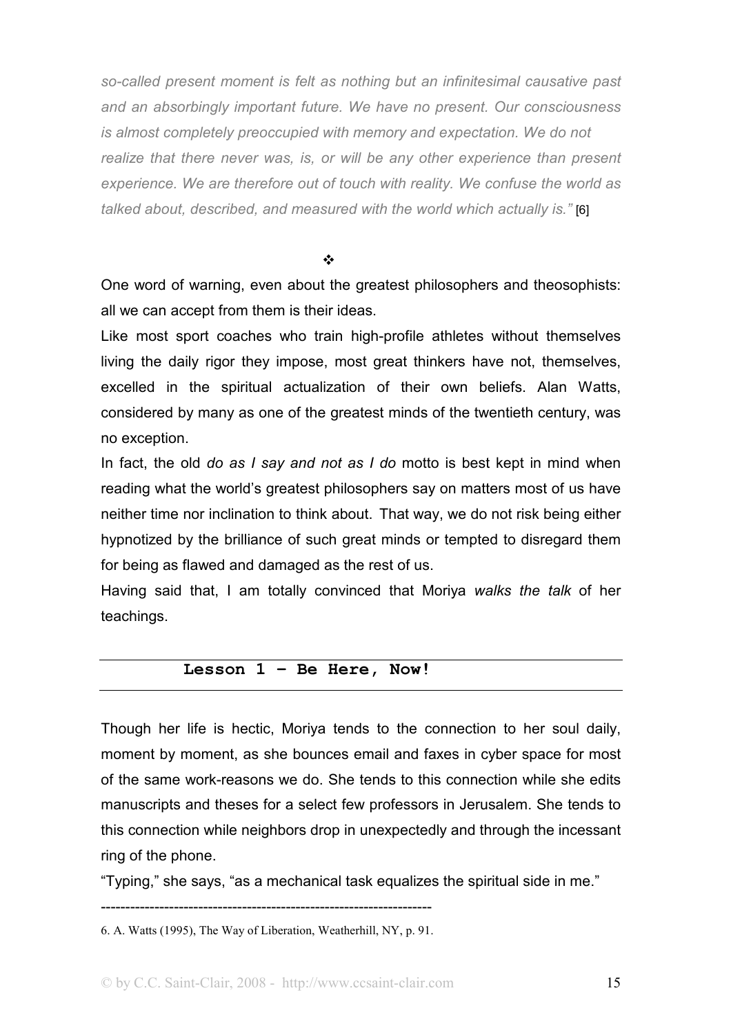*so-called present moment is felt as nothing but an infinitesimal causative past and an absorbingly important future. We have no present. Our consciousness is almost completely preoccupied with memory and expectation. We do not realize that there never was, is, or will be any other experience than present experience. We are therefore out of touch with reality. We confuse the world as talked about, described, and measured with the world which actually is."* [6]

❖

One word of warning, even about the greatest philosophers and theosophists: all we can accept from them is their ideas.

Like most sport coaches who train high-profile athletes without themselves living the daily rigor they impose, most great thinkers have not, themselves, excelled in the spiritual actualization of their own beliefs. Alan Watts, considered by many as one of the greatest minds of the twentieth century, was no exception.

In fact, the old *do as I say and not as I do* motto is best kept in mind when reading what the world's greatest philosophers say on matters most of us have neither time nor inclination to think about. That way, we do not risk being either hypnotized by the brilliance of such great minds or tempted to disregard them for being as flawed and damaged as the rest of us.

Having said that, I am totally convinced that Moriya *walks the talk* of her teachings.

## Lesson 1 – Be Here, Now!

Though her life is hectic, Moriya tends to the connection to her soul daily, moment by moment, as she bounces email and faxes in cyber space for most of the same work-reasons we do. She tends to this connection while she edits manuscripts and theses for a select few professors in Jerusalem. She tends to this connection while neighbors drop in unexpectedly and through the incessant ring of the phone.

"Typing," she says, "as a mechanical task equalizes the spiritual side in me."

---

6. A. Watts (1995), The Way of Liberation, Weatherhill, NY, p. 91.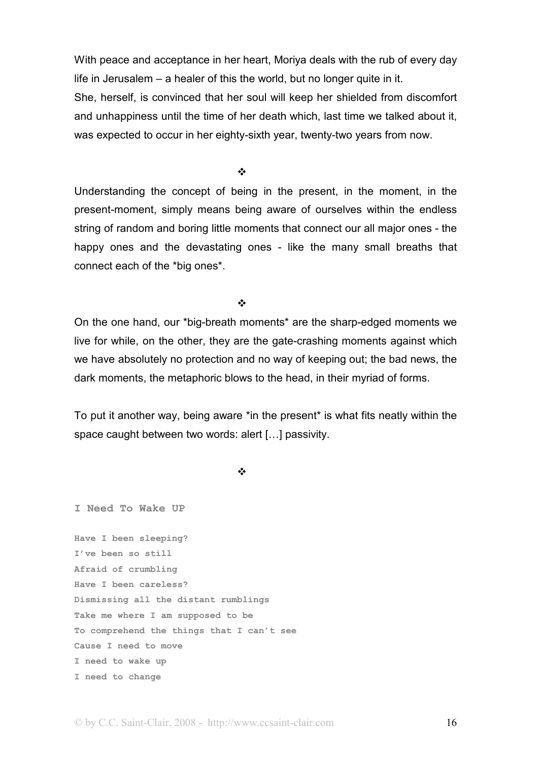With peace and acceptance in her heart, Moriya deals with the rub of every day life in Jerusalem – a healer of this the world, but no longer quite in it.
She, herself, is convinced that her soul will keep her shielded from discomfort and unhappiness until the time of her death which, last time we talked about it, was expected to occur in her eighty-sixth year, twenty-two years from now.

❖

Understanding the concept of being in the present, in the moment, in the present-moment, simply means being aware of ourselves within the endless string of random and boring little moments that connect our all major ones - the happy ones and the devastating ones - like the many small breaths that connect each of the *big ones*.

❖

On the one hand, our *big-breath moments* are the sharp-edged moments we live for while, on the other, they are the gate-crashing moments against which we have absolutely no protection and no way of keeping out; the bad news, the dark moments, the metaphoric blows to the head, in their myriad of forms.

To put it another way, being aware *in the present* is what fits neatly within the space caught between two words: alert […] passivity.

❖

**I Need To Wake UP**

**Have I been sleeping?**
**I've been so still**
**Afraid of crumbling**
**Have I been careless?**
**Dismissing all the distant rumblings**
**Take me where I am supposed to be**
**To comprehend the things that I can't see**
**Cause I need to move**
**I need to wake up**
**I need to change**

© by C.C. Saint-Clair, 2008 - http://www.ccsaint-clair.com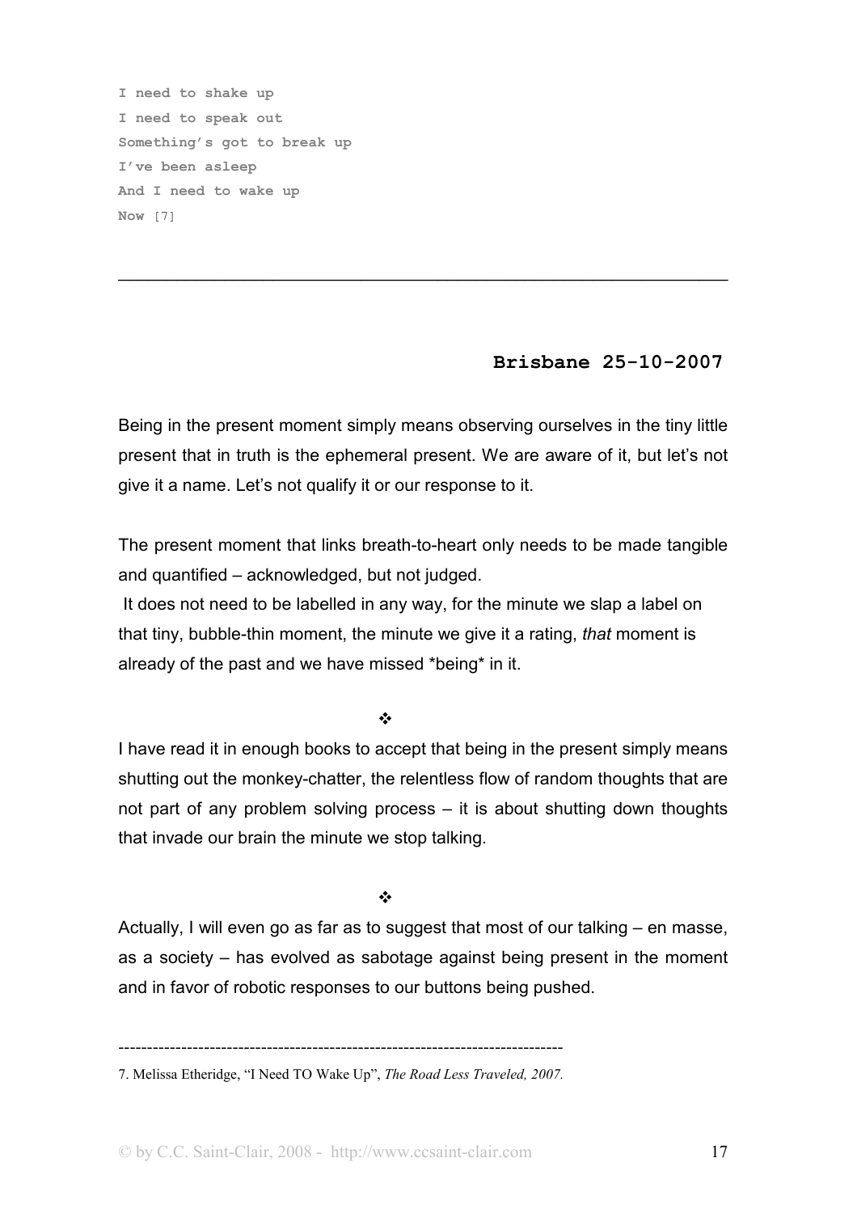```
I need to shake up
I need to speak out
Something's got to break up
I've been asleep
And I need to wake up
Now [7]
```

---

### **Brisbane 25-10-2007**

Being in the present moment simply means observing ourselves in the tiny little present that in truth is the ephemeral present. We are aware of it, but let's not give it a name. Let's not qualify it or our response to it.

The present moment that links breath-to-heart only needs to be made tangible and quantified – acknowledged, but not judged.

It does not need to be labelled in any way, for the minute we slap a label on that tiny, bubble-thin moment, the minute we give it a rating, *that* moment is already of the past and we have missed *being* in it.

❖

I have read it in enough books to accept that being in the present simply means shutting out the monkey-chatter, the relentless flow of random thoughts that are not part of any problem solving process – it is about shutting down thoughts that invade our brain the minute we stop talking.

❖

Actually, I will even go as far as to suggest that most of our talking – en masse, as a society – has evolved as sabotage against being present in the moment and in favor of robotic responses to our buttons being pushed.

---

7. Melissa Etheridge, "I Need TO Wake Up", *The Road Less Traveled, 2007.*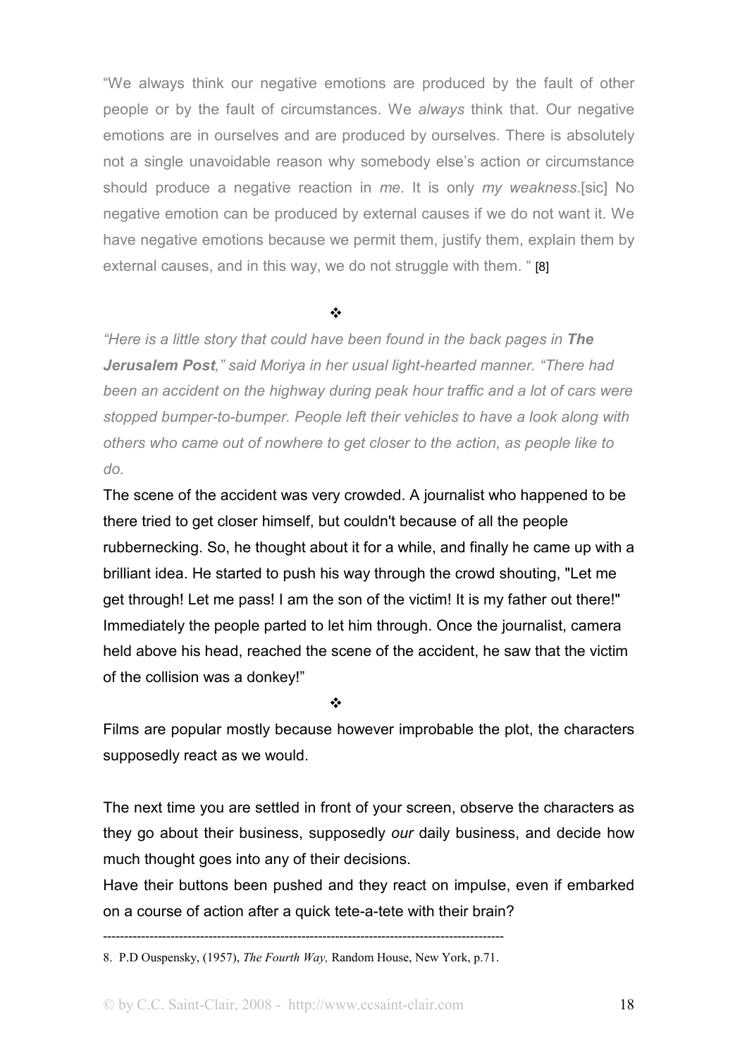"We always think our negative emotions are produced by the fault of other people or by the fault of circumstances. We *always* think that. Our negative emotions are in ourselves and are produced by ourselves. There is absolutely not a single unavoidable reason why somebody else's action or circumstance should produce a negative reaction in *me*. It is only *my weakness*.[sic] No negative emotion can be produced by external causes if we do not want it. We have negative emotions because we permit them, justify them, explain them by external causes, and in this way, we do not struggle with them. " [8]

❖

*"Here is a little story that could have been found in the back pages in **The Jerusalem Post**," said Moriya in her usual light-hearted manner. "There had been an accident on the highway during peak hour traffic and a lot of cars were stopped bumper-to-bumper. People left their vehicles to have a look along with others who came out of nowhere to get closer to the action, as people like to do.*

The scene of the accident was very crowded. A journalist who happened to be there tried to get closer himself, but couldn't because of all the people rubbernecking. So, he thought about it for a while, and finally he came up with a brilliant idea. He started to push his way through the crowd shouting, "Let me get through! Let me pass! I am the son of the victim! It is my father out there!" Immediately the people parted to let him through. Once the journalist, camera held above his head, reached the scene of the accident, he saw that the victim of the collision was a donkey!"

❖

Films are popular mostly because however improbable the plot, the characters supposedly react as we would.

The next time you are settled in front of your screen, observe the characters as they go about their business, supposedly *our* daily business, and decide how much thought goes into any of their decisions.

Have their buttons been pushed and they react on impulse, even if embarked on a course of action after a quick tete-a-tete with their brain?

---

8. P.D Ouspensky, (1957), *The Fourth Way,* Random House, New York, p.71.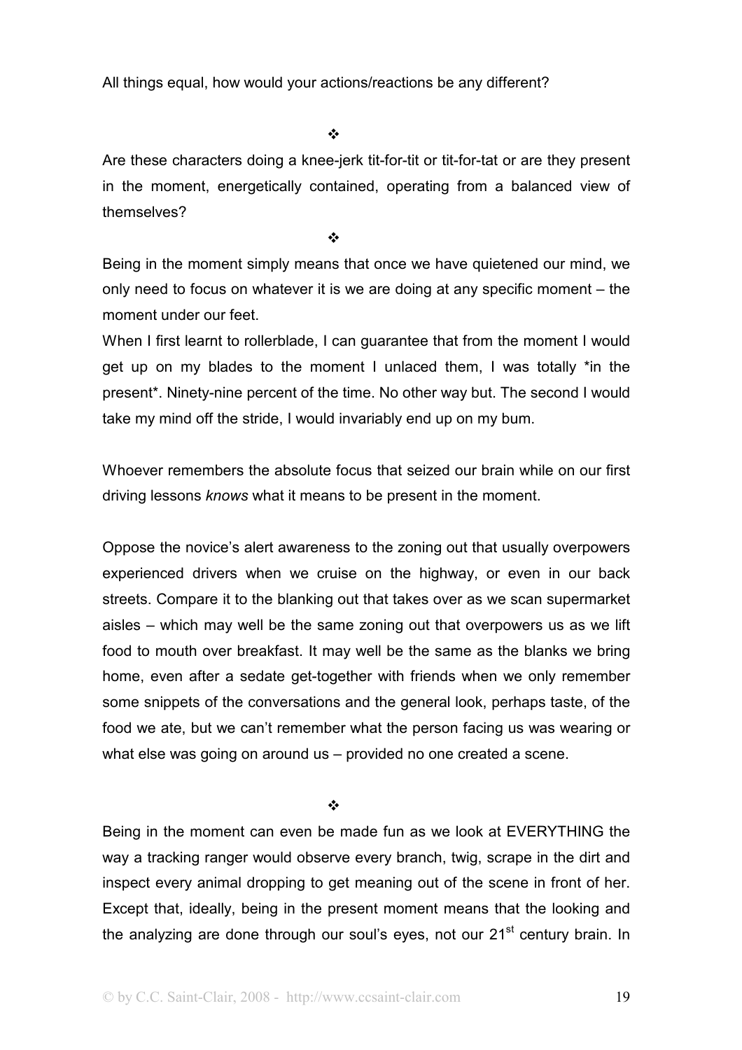All things equal, how would your actions/reactions be any different?

❖

Are these characters doing a knee-jerk tit-for-tit or tit-for-tat or are they present in the moment, energetically contained, operating from a balanced view of themselves?

❖

Being in the moment simply means that once we have quietened our mind, we only need to focus on whatever it is we are doing at any specific moment – the moment under our feet.

When I first learnt to rollerblade, I can guarantee that from the moment I would get up on my blades to the moment I unlaced them, I was totally *in the present*. Ninety-nine percent of the time. No other way but. The second I would take my mind off the stride, I would invariably end up on my bum.

Whoever remembers the absolute focus that seized our brain while on our first driving lessons *knows* what it means to be present in the moment.

Oppose the novice's alert awareness to the zoning out that usually overpowers experienced drivers when we cruise on the highway, or even in our back streets. Compare it to the blanking out that takes over as we scan supermarket aisles – which may well be the same zoning out that overpowers us as we lift food to mouth over breakfast. It may well be the same as the blanks we bring home, even after a sedate get-together with friends when we only remember some snippets of the conversations and the general look, perhaps taste, of the food we ate, but we can't remember what the person facing us was wearing or what else was going on around us – provided no one created a scene.

❖

Being in the moment can even be made fun as we look at EVERYTHING the way a tracking ranger would observe every branch, twig, scrape in the dirt and inspect every animal dropping to get meaning out of the scene in front of her. Except that, ideally, being in the present moment means that the looking and the analyzing are done through our soul's eyes, not our 21st century brain. In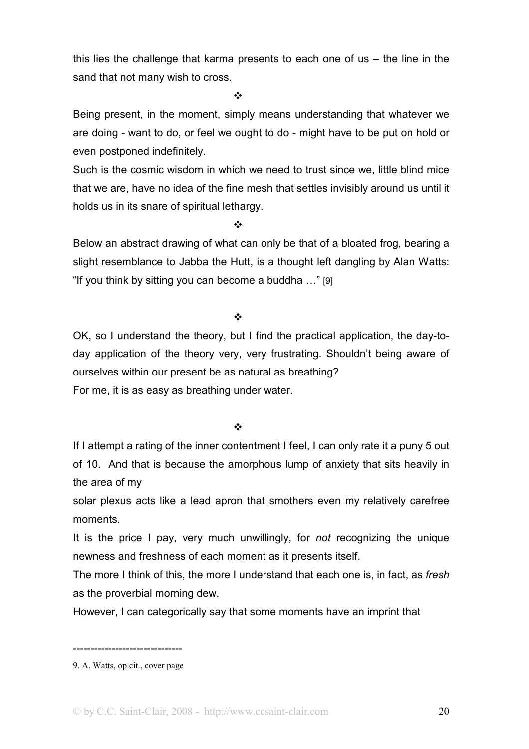this lies the challenge that karma presents to each one of us – the line in the sand that not many wish to cross.

❖

Being present, in the moment, simply means understanding that whatever we are doing - want to do, or feel we ought to do - might have to be put on hold or even postponed indefinitely.

Such is the cosmic wisdom in which we need to trust since we, little blind mice that we are, have no idea of the fine mesh that settles invisibly around us until it holds us in its snare of spiritual lethargy.

❖

Below an abstract drawing of what can only be that of a bloated frog, bearing a slight resemblance to Jabba the Hutt, is a thought left dangling by Alan Watts: “If you think by sitting you can become a buddha …” [9]

❖

OK, so I understand the theory, but I find the practical application, the day-to-day application of the theory very, very frustrating. Shouldn’t being aware of ourselves within our present be as natural as breathing?

For me, it is as easy as breathing under water.

❖

If I attempt a rating of the inner contentment I feel, I can only rate it a puny 5 out of 10. And that is because the amorphous lump of anxiety that sits heavily in the area of my solar plexus acts like a lead apron that smothers even my relatively carefree moments.

It is the price I pay, very much unwillingly, for *not* recognizing the unique newness and freshness of each moment as it presents itself.

The more I think of this, the more I understand that each one is, in fact, as *fresh* as the proverbial morning dew.

However, I can categorically say that some moments have an imprint that

------------------------------

9. A. Watts, op.cit., cover page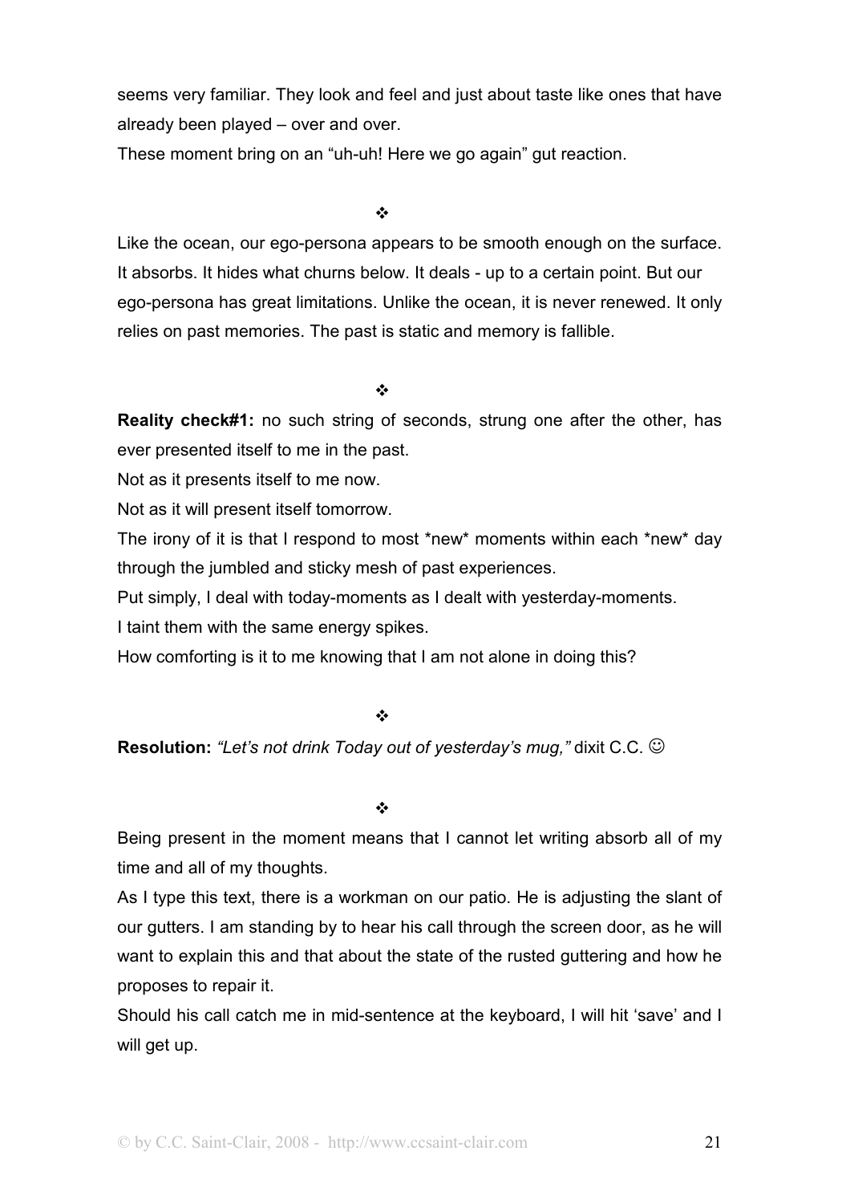seems very familiar. They look and feel and just about taste like ones that have already been played – over and over.

These moment bring on an "uh-uh! Here we go again" gut reaction.

❖

Like the ocean, our ego-persona appears to be smooth enough on the surface. It absorbs. It hides what churns below. It deals - up to a certain point. But our ego-persona has great limitations. Unlike the ocean, it is never renewed. It only relies on past memories. The past is static and memory is fallible.

❖

**Reality check#1:** no such string of seconds, strung one after the other, has ever presented itself to me in the past.

Not as it presents itself to me now.

Not as it will present itself tomorrow.

The irony of it is that I respond to most *new* moments within each *new* day through the jumbled and sticky mesh of past experiences.

Put simply, I deal with today-moments as I dealt with yesterday-moments.

I taint them with the same energy spikes.

How comforting is it to me knowing that I am not alone in doing this?

❖

**Resolution:** *"Let's not drink Today out of yesterday's mug,"* dixit C.C. ☺

❖

Being present in the moment means that I cannot let writing absorb all of my time and all of my thoughts.

As I type this text, there is a workman on our patio. He is adjusting the slant of our gutters. I am standing by to hear his call through the screen door, as he will want to explain this and that about the state of the rusted guttering and how he proposes to repair it.

Should his call catch me in mid-sentence at the keyboard, I will hit 'save' and I will get up.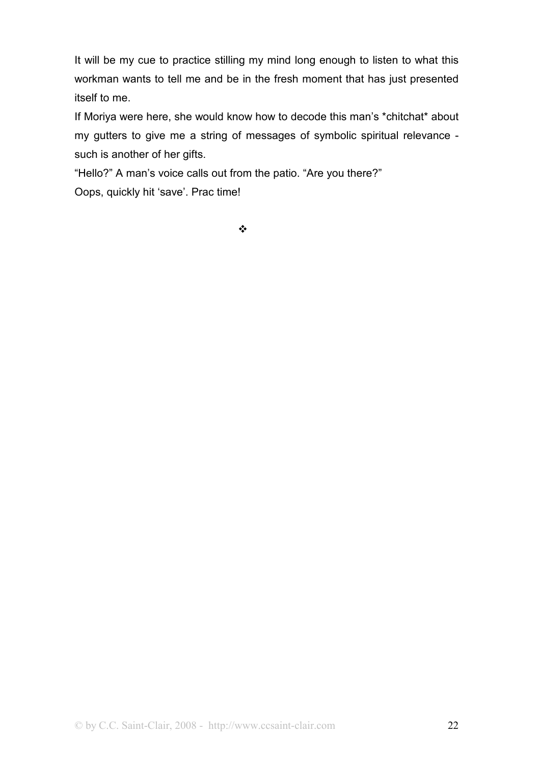It will be my cue to practice stilling my mind long enough to listen to what this workman wants to tell me and be in the fresh moment that has just presented itself to me.

If Moriya were here, she would know how to decode this man's *chitchat* about my gutters to give me a string of messages of symbolic spiritual relevance - such is another of her gifts.

"Hello?" A man's voice calls out from the patio. "Are you there?"

Oops, quickly hit 'save'. Prac time!

❖